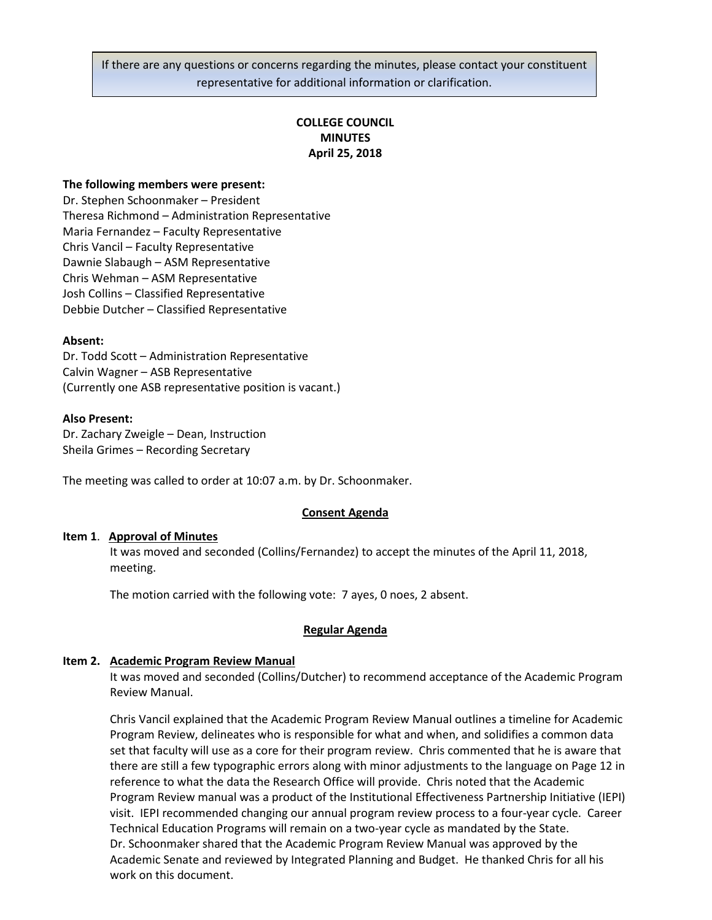If there are any questions or concerns regarding the minutes, please contact your constituent representative for additional information or clarification.

# COLLEGE COUNCIL MINUTES
## April 25, 2018

**The following members were present:**
Dr. Stephen Schoonmaker – President
Theresa Richmond – Administration Representative
Maria Fernandez – Faculty Representative
Chris Vancil – Faculty Representative
Dawnie Slabaugh – ASM Representative
Chris Wehman – ASM Representative
Josh Collins – Classified Representative
Debbie Dutcher – Classified Representative

**Absent:**
Dr. Todd Scott – Administration Representative
Calvin Wagner – ASB Representative
(Currently one ASB representative position is vacant.)

**Also Present:**
Dr. Zachary Zweigle – Dean, Instruction
Sheila Grimes – Recording Secretary

The meeting was called to order at 10:07 a.m. by Dr. Schoonmaker.

**Consent Agenda**

**Item 1. Approval of Minutes**

It was moved and seconded (Collins/Fernandez) to accept the minutes of the April 11, 2018, meeting.

The motion carried with the following vote: 7 ayes, 0 noes, 2 absent.

**Regular Agenda**

**Item 2. Academic Program Review Manual**

It was moved and seconded (Collins/Dutcher) to recommend acceptance of the Academic Program Review Manual.

Chris Vancil explained that the Academic Program Review Manual outlines a timeline for Academic Program Review, delineates who is responsible for what and when, and solidifies a common data set that faculty will use as a core for their program review. Chris commented that he is aware that there are still a few typographic errors along with minor adjustments to the language on Page 12 in reference to what the data the Research Office will provide. Chris noted that the Academic Program Review manual was a product of the Institutional Effectiveness Partnership Initiative (IEPI) visit. IEPI recommended changing our annual program review process to a four-year cycle. Career Technical Education Programs will remain on a two-year cycle as mandated by the State. Dr. Schoonmaker shared that the Academic Program Review Manual was approved by the Academic Senate and reviewed by Integrated Planning and Budget. He thanked Chris for all his work on this document.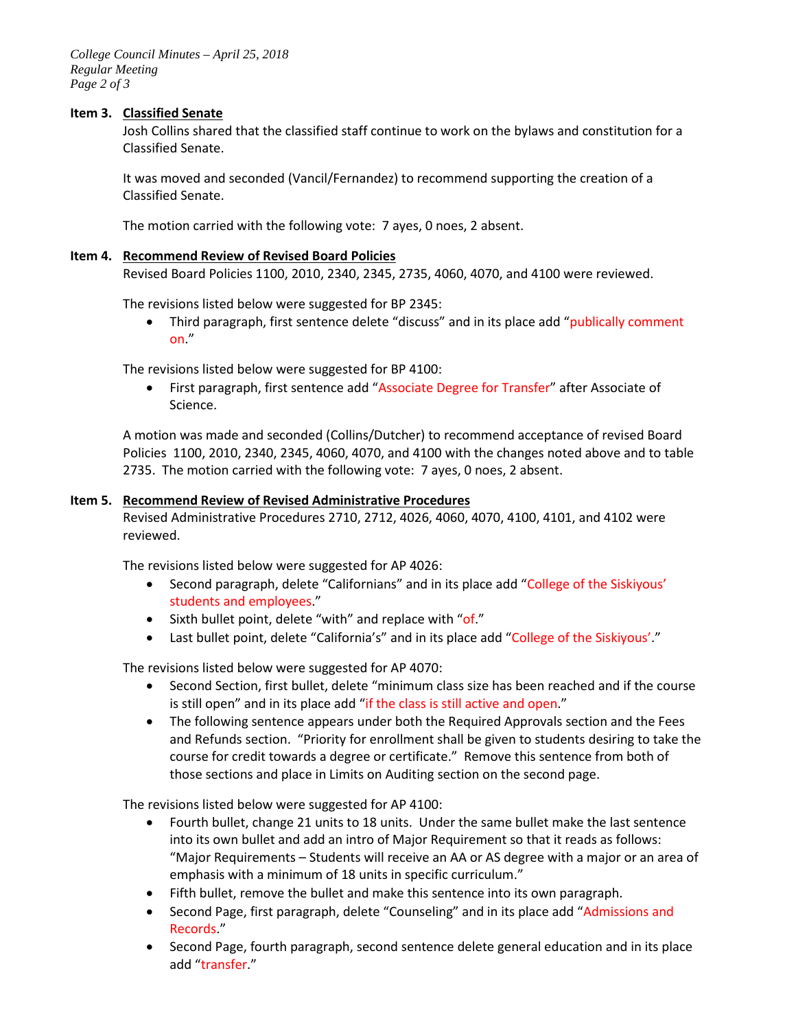### Item 3. Classified Senate

Josh Collins shared that the classified staff continue to work on the bylaws and constitution for a Classified Senate.

It was moved and seconded (Vancil/Fernandez) to recommend supporting the creation of a Classified Senate.

The motion carried with the following vote: 7 ayes, 0 noes, 2 absent.

### Item 4. Recommend Review of Revised Board Policies

Revised Board Policies 1100, 2010, 2340, 2345, 2735, 4060, 4070, and 4100 were reviewed.

The revisions listed below were suggested for BP 2345:

- Third paragraph, first sentence delete "discuss" and in its place add "publically comment on."

The revisions listed below were suggested for BP 4100:

- First paragraph, first sentence add "Associate Degree for Transfer" after Associate of Science.

A motion was made and seconded (Collins/Dutcher) to recommend acceptance of revised Board Policies 1100, 2010, 2340, 2345, 4060, 4070, and 4100 with the changes noted above and to table 2735. The motion carried with the following vote: 7 ayes, 0 noes, 2 absent.

### Item 5. Recommend Review of Revised Administrative Procedures

Revised Administrative Procedures 2710, 2712, 4026, 4060, 4070, 4100, 4101, and 4102 were reviewed.

The revisions listed below were suggested for AP 4026:

- Second paragraph, delete "Californians" and in its place add "College of the Siskiyous' students and employees."
- Sixth bullet point, delete "with" and replace with "of."
- Last bullet point, delete "California's" and in its place add "College of the Siskiyous'."

The revisions listed below were suggested for AP 4070:

- Second Section, first bullet, delete "minimum class size has been reached and if the course is still open" and in its place add "if the class is still active and open."
- The following sentence appears under both the Required Approvals section and the Fees and Refunds section. "Priority for enrollment shall be given to students desiring to take the course for credit towards a degree or certificate." Remove this sentence from both of those sections and place in Limits on Auditing section on the second page.

The revisions listed below were suggested for AP 4100:

- Fourth bullet, change 21 units to 18 units. Under the same bullet make the last sentence into its own bullet and add an intro of Major Requirement so that it reads as follows: "Major Requirements – Students will receive an AA or AS degree with a major or an area of emphasis with a minimum of 18 units in specific curriculum."
- Fifth bullet, remove the bullet and make this sentence into its own paragraph.
- Second Page, first paragraph, delete "Counseling" and in its place add "Admissions and Records."
- Second Page, fourth paragraph, second sentence delete general education and in its place add "transfer."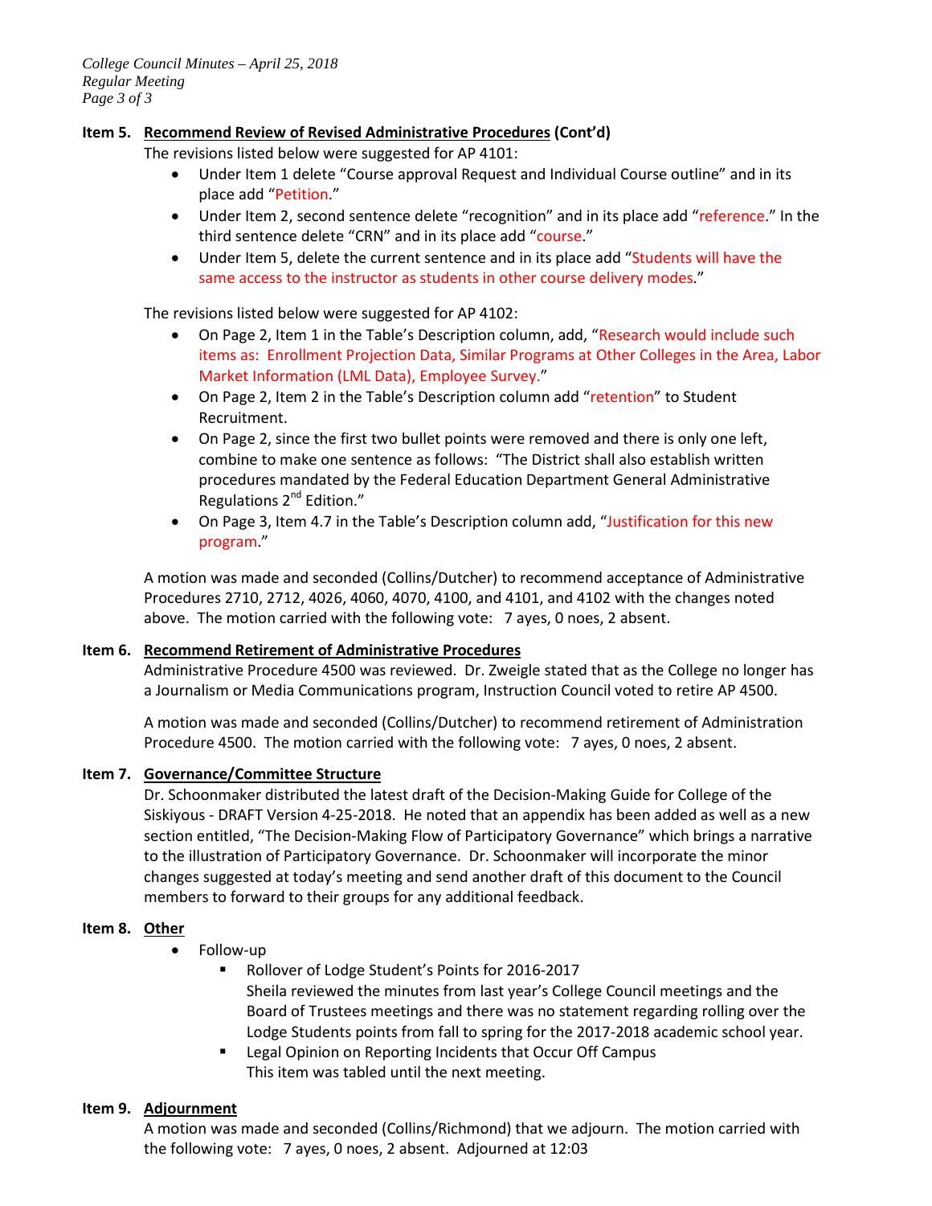**Item 5. Recommend Review of Revised Administrative Procedures (Cont'd)**

The revisions listed below were suggested for AP 4101:

- Under Item 1 delete "Course approval Request and Individual Course outline" and in its place add "Petition."
- Under Item 2, second sentence delete "recognition" and in its place add "reference." In the third sentence delete "CRN" and in its place add "course."
- Under Item 5, delete the current sentence and in its place add "Students will have the same access to the instructor as students in other course delivery modes."

The revisions listed below were suggested for AP 4102:

- On Page 2, Item 1 in the Table's Description column, add, "Research would include such items as: Enrollment Projection Data, Similar Programs at Other Colleges in the Area, Labor Market Information (LML Data), Employee Survey."
- On Page 2, Item 2 in the Table's Description column add "retention" to Student Recruitment.
- On Page 2, since the first two bullet points were removed and there is only one left, combine to make one sentence as follows: "The District shall also establish written procedures mandated by the Federal Education Department General Administrative Regulations 2nd Edition."
- On Page 3, Item 4.7 in the Table's Description column add, "Justification for this new program."

A motion was made and seconded (Collins/Dutcher) to recommend acceptance of Administrative Procedures 2710, 2712, 4026, 4060, 4070, 4100, and 4101, and 4102 with the changes noted above. The motion carried with the following vote: 7 ayes, 0 noes, 2 absent.

**Item 6. Recommend Retirement of Administrative Procedures**

Administrative Procedure 4500 was reviewed. Dr. Zweigle stated that as the College no longer has a Journalism or Media Communications program, Instruction Council voted to retire AP 4500.

A motion was made and seconded (Collins/Dutcher) to recommend retirement of Administration Procedure 4500. The motion carried with the following vote: 7 ayes, 0 noes, 2 absent.

**Item 7. Governance/Committee Structure**

Dr. Schoonmaker distributed the latest draft of the Decision-Making Guide for College of the Siskiyous - DRAFT Version 4-25-2018. He noted that an appendix has been added as well as a new section entitled, "The Decision-Making Flow of Participatory Governance" which brings a narrative to the illustration of Participatory Governance. Dr. Schoonmaker will incorporate the minor changes suggested at today's meeting and send another draft of this document to the Council members to forward to their groups for any additional feedback.

**Item 8. Other**

- Follow-up
  - Rollover of Lodge Student's Points for 2016-2017
    Sheila reviewed the minutes from last year's College Council meetings and the Board of Trustees meetings and there was no statement regarding rolling over the Lodge Students points from fall to spring for the 2017-2018 academic school year.
  - Legal Opinion on Reporting Incidents that Occur Off Campus
    This item was tabled until the next meeting.

**Item 9. Adjournment**

A motion was made and seconded (Collins/Richmond) that we adjourn. The motion carried with the following vote: 7 ayes, 0 noes, 2 absent. Adjourned at 12:03